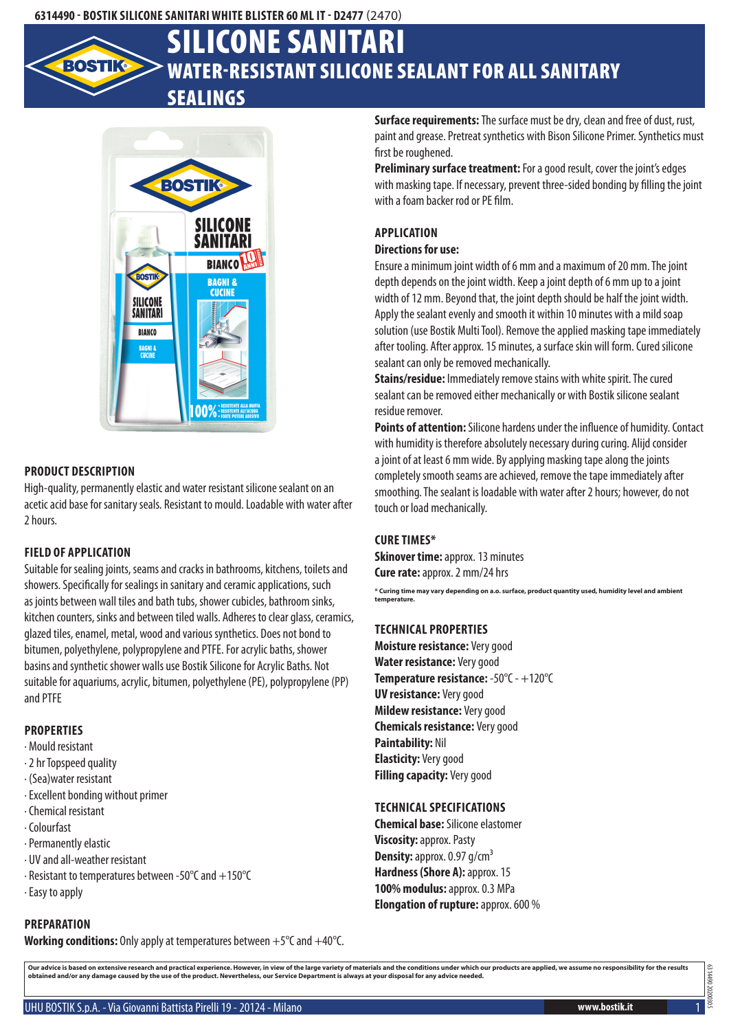6314490 - BOSTIK SILICONE SANITARI WHITE BLISTER 60 ML IT - D2477 (2470)

# SILICONE SANITARI

## WATER-RESISTANT SILICONE SEALANT FOR ALL SANITARY SEALINGS

### PRODUCT DESCRIPTION

High-quality, permanently elastic and water resistant silicone sealant on an acetic acid base for sanitary seals. Resistant to mould. Loadable with water after 2 hours.

### FIELD OF APPLICATION

Suitable for sealing joints, seams and cracks in bathrooms, kitchens, toilets and showers. Specifically for sealings in sanitary and ceramic applications, such as joints between wall tiles and bath tubs, shower cubicles, bathroom sinks, kitchen counters, sinks and between tiled walls. Adheres to clear glass, ceramics, glazed tiles, enamel, metal, wood and various synthetics. Does not bond to bitumen, polyethylene, polypropylene and PTFE. For acrylic baths, shower basins and synthetic shower walls use Bostik Silicone for Acrylic Baths. Not suitable for aquariums, acrylic, bitumen, polyethylene (PE), polypropylene (PP) and PTFE

### PROPERTIES

- Mould resistant
- 2 hr Topspeed quality
- (Sea)water resistant
- Excellent bonding without primer
- Chemical resistant
- Colourfast
- Permanently elastic
- UV and all-weather resistant
- Resistant to temperatures between -50°C and +150°C
- Easy to apply

### PREPARATION

**Working conditions:** Only apply at temperatures between +5°C and +40°C.

**Surface requirements:** The surface must be dry, clean and free of dust, rust, paint and grease. Pretreat synthetics with Bison Silicone Primer. Synthetics must first be roughened.

**Preliminary surface treatment:** For a good result, cover the joint's edges with masking tape. If necessary, prevent three-sided bonding by filling the joint with a foam backer rod or PE film.

### APPLICATION

**Directions for use:**

Ensure a minimum joint width of 6 mm and a maximum of 20 mm. The joint depth depends on the joint width. Keep a joint depth of 6 mm up to a joint width of 12 mm. Beyond that, the joint depth should be half the joint width. Apply the sealant evenly and smooth it within 10 minutes with a mild soap solution (use Bostik Multi Tool). Remove the applied masking tape immediately after tooling. After approx. 15 minutes, a surface skin will form. Cured silicone sealant can only be removed mechanically.

**Stains/residue:** Immediately remove stains with white spirit. The cured sealant can be removed either mechanically or with Bostik silicone sealant residue remover.

**Points of attention:** Silicone hardens under the influence of humidity. Contact with humidity is therefore absolutely necessary during curing. Alijd consider a joint of at least 6 mm wide. By applying masking tape along the joints completely smooth seams are achieved, remove the tape immediately after smoothing. The sealant is loadable with water after 2 hours; however, do not touch or load mechanically.

### CURE TIMES*

**Skinover time:** approx. 13 minutes

**Cure rate:** approx. 2 mm/24 hrs

**\* Curing time may vary depending on a.o. surface, product quantity used, humidity level and ambient temperature.**

### TECHNICAL PROPERTIES

**Moisture resistance:** Very good

**Water resistance:** Very good

**Temperature resistance:** -50°C - +120°C

**UV resistance:** Very good

**Mildew resistance:** Very good

**Chemicals resistance:** Very good

**Paintability:** Nil

**Elasticity:** Very good

**Filling capacity:** Very good

### TECHNICAL SPECIFICATIONS

**Chemical base:** Silicone elastomer

**Viscosity:** approx. Pasty

**Density:** approx. 0.97 g/cm$^3$

**Hardness (Shore A):** approx. 15

**100% modulus:** approx. 0.3 MPa

**Elongation of rupture:** approx. 600 %

**Our advice is based on extensive research and practical experience. However, in view of the large variety of materials and the conditions under which our products are applied, we assume no responsibility for the results obtained and/or any damage caused by the use of the product. Nevertheless, our Service Department is always at your disposal for any advice needed.**

UHU BOSTIK S.p.A. - Via Giovanni Battista Pirelli 19 - 20124 - Milano | www.bostik.it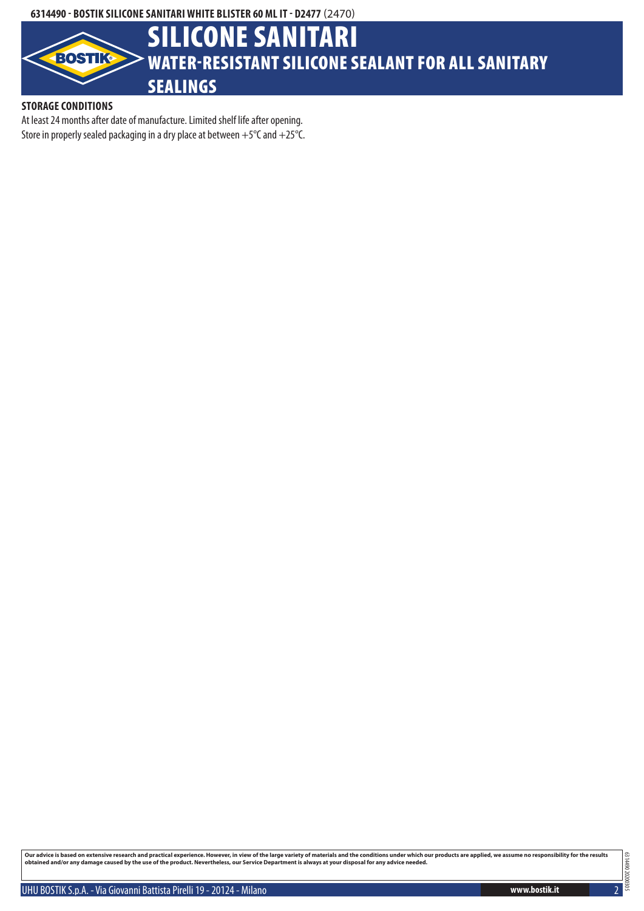## STORAGE CONDITIONS

At least 24 months after date of manufacture. Limited shelf life after opening.
Store in properly sealed packaging in a dry place at between +5°C and +25°C.

**Our advice is based on extensive research and practical experience. However, in view of the large variety of materials and the conditions under which our products are applied, we assume no responsibility for the results obtained and/or any damage caused by the use of the product. Nevertheless, our Service Department is always at your disposal for any advice needed.**